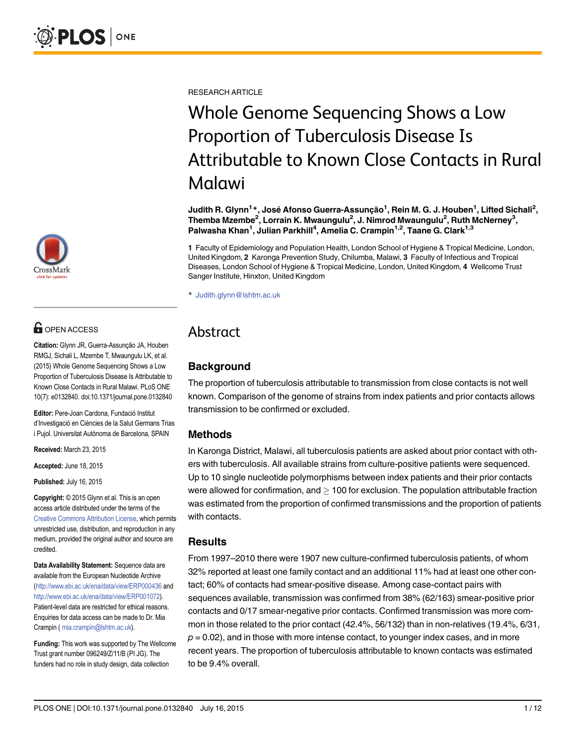RESEARCH ARTICLE

# Whole Genome Sequencing Shows a Low Proportion of Tuberculosis Disease Is Attributable to Known Close Contacts in Rural Malawi

**Judith R. Glynn[1]\*, José Afonso Guerra-Assunção[1], Rein M. G. J. Houben[1], Lifted Sichali[2], Themba Mzembe[2], Lorrain K. Mwaungulu[2], J. Nimrod Mwaungulu[2], Ruth McNerney[3], Palwasha Khan[1], Julian Parkhill[4], Amelia C. Crampin[1,2], Taane G. Clark[1,3]**

**1** Faculty of Epidemiology and Population Health, London School of Hygiene & Tropical Medicine, London, United Kingdom, **2** Karonga Prevention Study, Chilumba, Malawi, **3** Faculty of Infectious and Tropical Diseases, London School of Hygiene & Tropical Medicine, London, United Kingdom, **4** Wellcome Trust Sanger Institute, Hinxton, United Kingdom

\* Judith.glynn@lshtm.ac.uk

OPEN ACCESS

**Citation:** Glynn JR, Guerra-Assunção JA, Houben RMGJ, Sichali L, Mzembe T, Mwaungulu LK, et al. (2015) Whole Genome Sequencing Shows a Low Proportion of Tuberculosis Disease Is Attributable to Known Close Contacts in Rural Malawi. PLoS ONE 10(7): e0132840. doi:10.1371/journal.pone.0132840

**Editor:** Pere-Joan Cardona, Fundació Institut d'Investigació en Ciències de la Salut Germans Trias i Pujol. Universitat Autònoma de Barcelona, SPAIN

**Received:** March 23, 2015

**Accepted:** June 18, 2015

**Published:** July 16, 2015

**Copyright:** © 2015 Glynn et al. This is an open access article distributed under the terms of the Creative Commons Attribution License, which permits unrestricted use, distribution, and reproduction in any medium, provided the original author and source are credited.

**Data Availability Statement:** Sequence data are available from the European Nucleotide Archive (http://www.ebi.ac.uk/ena/data/view/ERP000436 and http://www.ebi.ac.uk/ena/data/view/ERP001072). Patient-level data are restricted for ethical reasons. Enquiries for data access can be made to Dr. Mia Crampin ( mia.crampin@lshtm.ac.uk).

**Funding:** This work was supported by The Wellcome Trust grant number 096249/Z/11/B (PI JG). The funders had no role in study design, data collection

## Abstract

### Background

The proportion of tuberculosis attributable to transmission from close contacts is not well known. Comparison of the genome of strains from index patients and prior contacts allows transmission to be confirmed or excluded.

### Methods

In Karonga District, Malawi, all tuberculosis patients are asked about prior contact with others with tuberculosis. All available strains from culture-positive patients were sequenced. Up to 10 single nucleotide polymorphisms between index patients and their prior contacts were allowed for confirmation, and $\geq$ 100 for exclusion. The population attributable fraction was estimated from the proportion of confirmed transmissions and the proportion of patients with contacts.

### Results

From 1997–2010 there were 1907 new culture-confirmed tuberculosis patients, of whom 32% reported at least one family contact and an additional 11% had at least one other contact; 60% of contacts had smear-positive disease. Among case-contact pairs with sequences available, transmission was confirmed from 38% (62/163) smear-positive prior contacts and 0/17 smear-negative prior contacts. Confirmed transmission was more common in those related to the prior contact (42.4%, 56/132) than in non-relatives (19.4%, 6/31, $p = 0.02$), and in those with more intense contact, to younger index cases, and in more recent years. The proportion of tuberculosis attributable to known contacts was estimated to be 9.4% overall.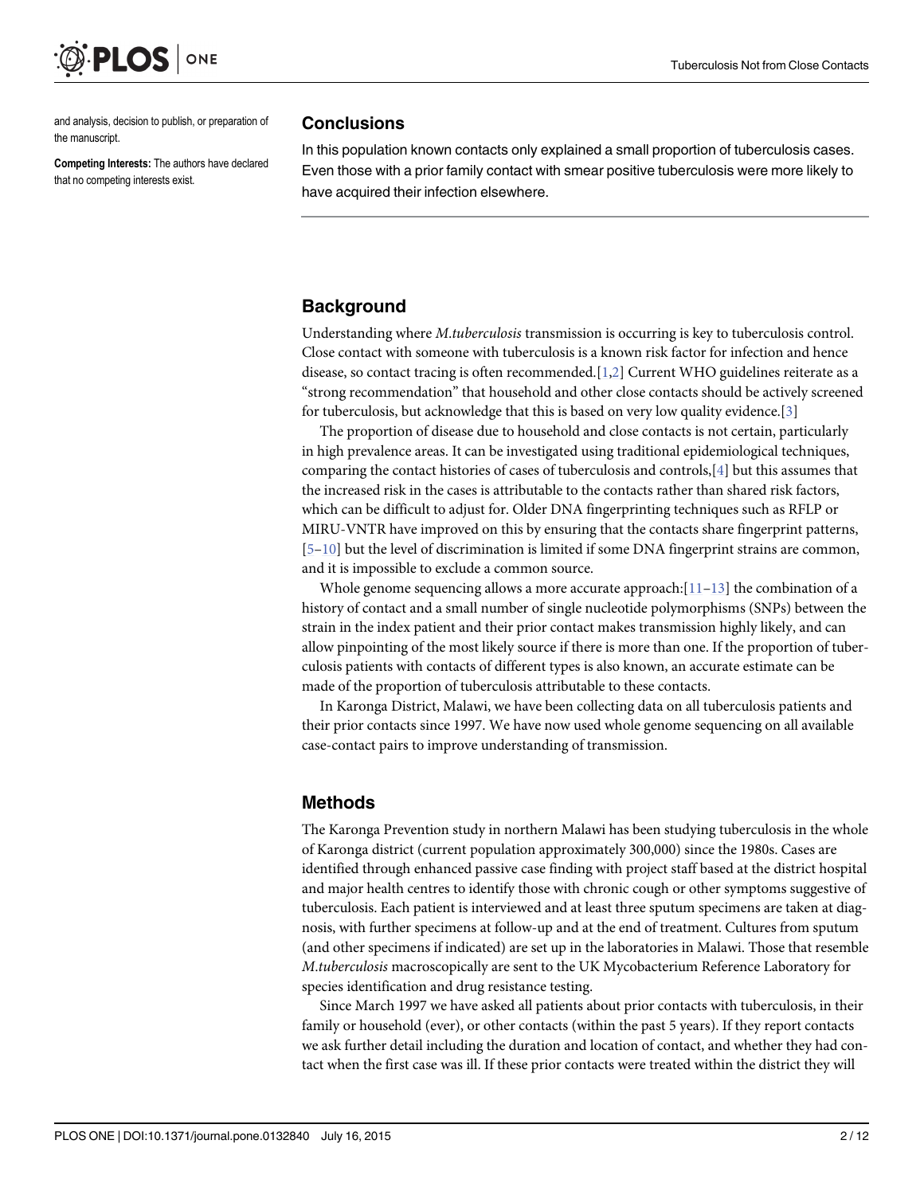and analysis, decision to publish, or preparation of the manuscript.

**Competing Interests:** The authors have declared that no competing interests exist.

## Conclusions

In this population known contacts only explained a small proportion of tuberculosis cases. Even those with a prior family contact with smear positive tuberculosis were more likely to have acquired their infection elsewhere.

## Background

Understanding where *M.tuberculosis* transmission is occurring is key to tuberculosis control. Close contact with someone with tuberculosis is a known risk factor for infection and hence disease, so contact tracing is often recommended.[1,2] Current WHO guidelines reiterate as a "strong recommendation" that household and other close contacts should be actively screened for tuberculosis, but acknowledge that this is based on very low quality evidence.[3]

The proportion of disease due to household and close contacts is not certain, particularly in high prevalence areas. It can be investigated using traditional epidemiological techniques, comparing the contact histories of cases of tuberculosis and controls,[4] but this assumes that the increased risk in the cases is attributable to the contacts rather than shared risk factors, which can be difficult to adjust for. Older DNA fingerprinting techniques such as RFLP or MIRU-VNTR have improved on this by ensuring that the contacts share fingerprint patterns, [5–10] but the level of discrimination is limited if some DNA fingerprint strains are common, and it is impossible to exclude a common source.

Whole genome sequencing allows a more accurate approach:[11–13] the combination of a history of contact and a small number of single nucleotide polymorphisms (SNPs) between the strain in the index patient and their prior contact makes transmission highly likely, and can allow pinpointing of the most likely source if there is more than one. If the proportion of tuberculosis patients with contacts of different types is also known, an accurate estimate can be made of the proportion of tuberculosis attributable to these contacts.

In Karonga District, Malawi, we have been collecting data on all tuberculosis patients and their prior contacts since 1997. We have now used whole genome sequencing on all available case-contact pairs to improve understanding of transmission.

## Methods

The Karonga Prevention study in northern Malawi has been studying tuberculosis in the whole of Karonga district (current population approximately 300,000) since the 1980s. Cases are identified through enhanced passive case finding with project staff based at the district hospital and major health centres to identify those with chronic cough or other symptoms suggestive of tuberculosis. Each patient is interviewed and at least three sputum specimens are taken at diagnosis, with further specimens at follow-up and at the end of treatment. Cultures from sputum (and other specimens if indicated) are set up in the laboratories in Malawi. Those that resemble *M.tuberculosis* macroscopically are sent to the UK Mycobacterium Reference Laboratory for species identification and drug resistance testing.

Since March 1997 we have asked all patients about prior contacts with tuberculosis, in their family or household (ever), or other contacts (within the past 5 years). If they report contacts we ask further detail including the duration and location of contact, and whether they had contact when the first case was ill. If these prior contacts were treated within the district they will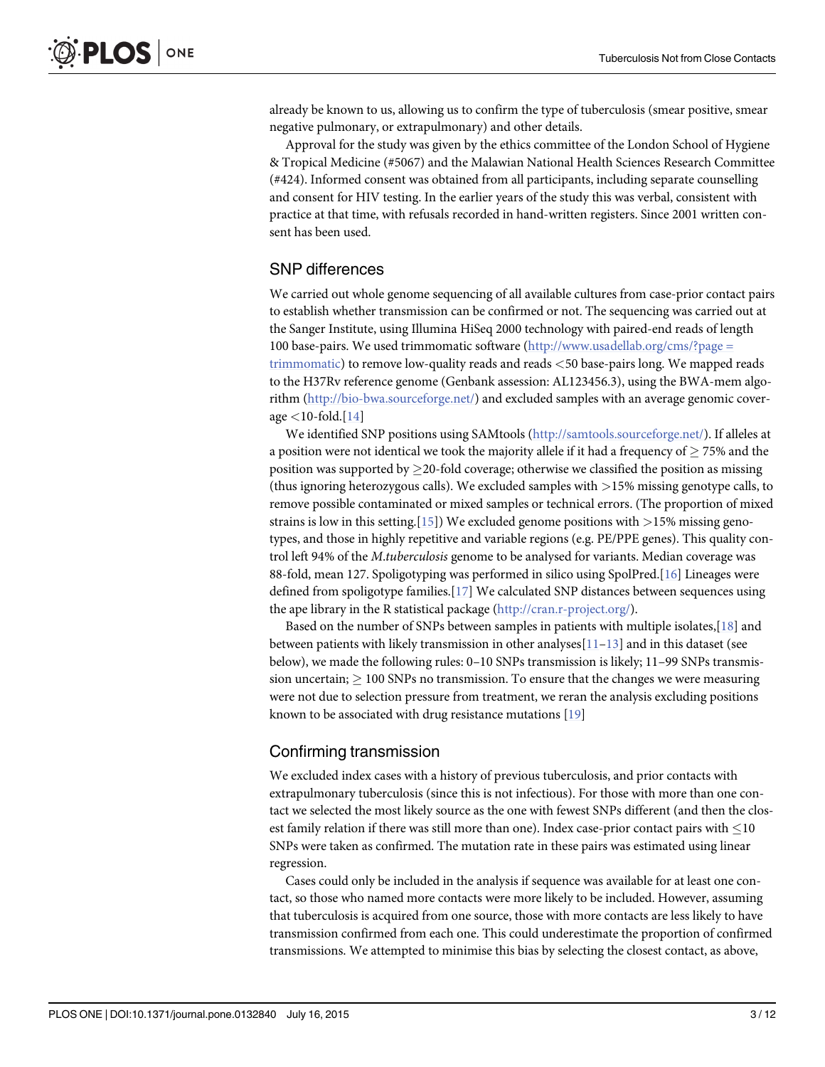already be known to us, allowing us to confirm the type of tuberculosis (smear positive, smear negative pulmonary, or extrapulmonary) and other details.

Approval for the study was given by the ethics committee of the London School of Hygiene & Tropical Medicine (#5067) and the Malawian National Health Sciences Research Committee (#424). Informed consent was obtained from all participants, including separate counselling and consent for HIV testing. In the earlier years of the study this was verbal, consistent with practice at that time, with refusals recorded in hand-written registers. Since 2001 written consent has been used.

## SNP differences

We carried out whole genome sequencing of all available cultures from case-prior contact pairs to establish whether transmission can be confirmed or not. The sequencing was carried out at the Sanger Institute, using Illumina HiSeq 2000 technology with paired-end reads of length 100 base-pairs. We used trimmomatic software (http://www.usadellab.org/cms/?page = trimmomatic) to remove low-quality reads and reads <50 base-pairs long. We mapped reads to the H37Rv reference genome (Genbank assession: AL123456.3), using the BWA-mem algorithm (http://bio-bwa.sourceforge.net/) and excluded samples with an average genomic coverage <10-fold.[14]

We identified SNP positions using SAMtools (http://samtools.sourceforge.net/). If alleles at a position were not identical we took the majority allele if it had a frequency of $\geq$ 75% and the position was supported by $\geq$20-fold coverage; otherwise we classified the position as missing (thus ignoring heterozygous calls). We excluded samples with >15% missing genotype calls, to remove possible contaminated or mixed samples or technical errors. (The proportion of mixed strains is low in this setting.[15]) We excluded genome positions with >15% missing genotypes, and those in highly repetitive and variable regions (e.g. PE/PPE genes). This quality control left 94% of the *M.tuberculosis* genome to be analysed for variants. Median coverage was 88-fold, mean 127. Spoligotyping was performed in silico using SpolPred.[16] Lineages were defined from spoligotype families.[17] We calculated SNP distances between sequences using the ape library in the R statistical package (http://cran.r-project.org/).

Based on the number of SNPs between samples in patients with multiple isolates,[18] and between patients with likely transmission in other analyses[11–13] and in this dataset (see below), we made the following rules: 0–10 SNPs transmission is likely; 11–99 SNPs transmission uncertain; $\geq$ 100 SNPs no transmission. To ensure that the changes we were measuring were not due to selection pressure from treatment, we reran the analysis excluding positions known to be associated with drug resistance mutations [19]

## Confirming transmission

We excluded index cases with a history of previous tuberculosis, and prior contacts with extrapulmonary tuberculosis (since this is not infectious). For those with more than one contact we selected the most likely source as the one with fewest SNPs different (and then the closest family relation if there was still more than one). Index case-prior contact pairs with $\leq$10 SNPs were taken as confirmed. The mutation rate in these pairs was estimated using linear regression.

Cases could only be included in the analysis if sequence was available for at least one contact, so those who named more contacts were more likely to be included. However, assuming that tuberculosis is acquired from one source, those with more contacts are less likely to have transmission confirmed from each one. This could underestimate the proportion of confirmed transmissions. We attempted to minimise this bias by selecting the closest contact, as above,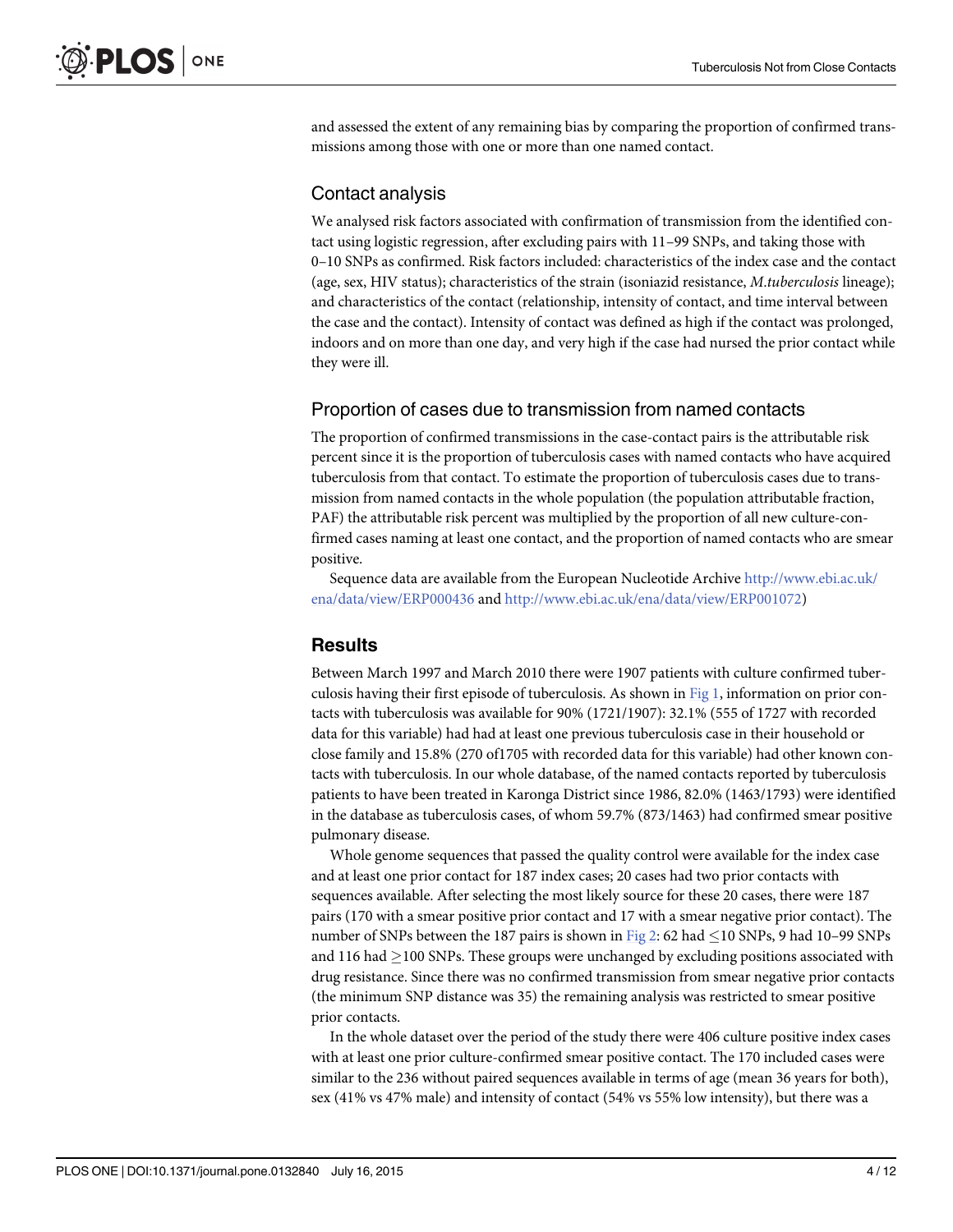and assessed the extent of any remaining bias by comparing the proportion of confirmed transmissions among those with one or more than one named contact.

## Contact analysis

We analysed risk factors associated with confirmation of transmission from the identified contact using logistic regression, after excluding pairs with 11–99 SNPs, and taking those with 0–10 SNPs as confirmed. Risk factors included: characteristics of the index case and the contact (age, sex, HIV status); characteristics of the strain (isoniazid resistance, *M.tuberculosis* lineage); and characteristics of the contact (relationship, intensity of contact, and time interval between the case and the contact). Intensity of contact was defined as high if the contact was prolonged, indoors and on more than one day, and very high if the case had nursed the prior contact while they were ill.

## Proportion of cases due to transmission from named contacts

The proportion of confirmed transmissions in the case-contact pairs is the attributable risk percent since it is the proportion of tuberculosis cases with named contacts who have acquired tuberculosis from that contact. To estimate the proportion of tuberculosis cases due to transmission from named contacts in the whole population (the population attributable fraction, PAF) the attributable risk percent was multiplied by the proportion of all new culture-confirmed cases naming at least one contact, and the proportion of named contacts who are smear positive.

Sequence data are available from the European Nucleotide Archive http://www.ebi.ac.uk/ena/data/view/ERP000436 and http://www.ebi.ac.uk/ena/data/view/ERP001072)

# Results

Between March 1997 and March 2010 there were 1907 patients with culture confirmed tuberculosis having their first episode of tuberculosis. As shown in Fig 1, information on prior contacts with tuberculosis was available for 90% (1721/1907): 32.1% (555 of 1727 with recorded data for this variable) had had at least one previous tuberculosis case in their household or close family and 15.8% (270 of1705 with recorded data for this variable) had other known contacts with tuberculosis. In our whole database, of the named contacts reported by tuberculosis patients to have been treated in Karonga District since 1986, 82.0% (1463/1793) were identified in the database as tuberculosis cases, of whom 59.7% (873/1463) had confirmed smear positive pulmonary disease.

Whole genome sequences that passed the quality control were available for the index case and at least one prior contact for 187 index cases; 20 cases had two prior contacts with sequences available. After selecting the most likely source for these 20 cases, there were 187 pairs (170 with a smear positive prior contact and 17 with a smear negative prior contact). The number of SNPs between the 187 pairs is shown in Fig 2: 62 had $\leq$10 SNPs, 9 had 10–99 SNPs and 116 had $\geq$100 SNPs. These groups were unchanged by excluding positions associated with drug resistance. Since there was no confirmed transmission from smear negative prior contacts (the minimum SNP distance was 35) the remaining analysis was restricted to smear positive prior contacts.

In the whole dataset over the period of the study there were 406 culture positive index cases with at least one prior culture-confirmed smear positive contact. The 170 included cases were similar to the 236 without paired sequences available in terms of age (mean 36 years for both), sex (41% vs 47% male) and intensity of contact (54% vs 55% low intensity), but there was a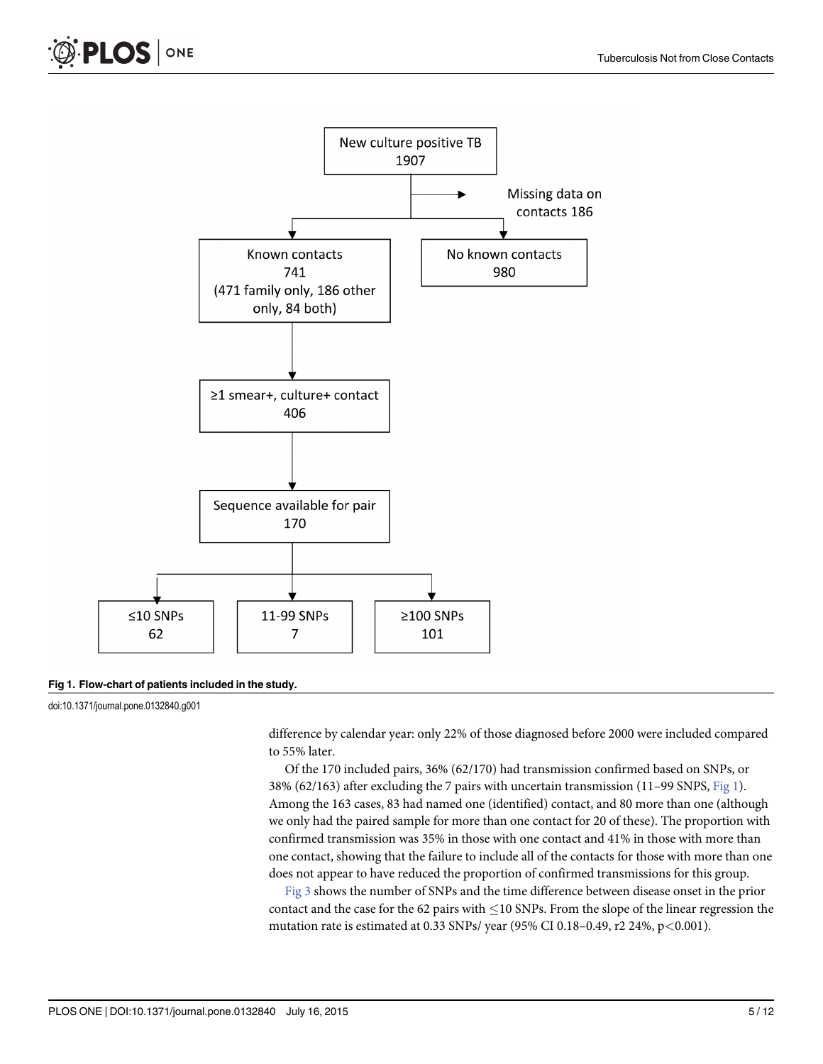New culture positive TB 1907

Missing data on contacts 186

Known contacts 741 (471 family only, 186 other only, 84 both)

No known contacts 980

≥1 smear+, culture+ contact 406

Sequence available for pair 170

≤10 SNPs 62

11-99 SNPs 7

≥100 SNPs 101

**Fig 1. Flow-chart of patients included in the study.**

doi:10.1371/journal.pone.0132840.g001

difference by calendar year: only 22% of those diagnosed before 2000 were included compared to 55% later.

Of the 170 included pairs, 36% (62/170) had transmission confirmed based on SNPs, or 38% (62/163) after excluding the 7 pairs with uncertain transmission (11–99 SNPS, Fig 1). Among the 163 cases, 83 had named one (identified) contact, and 80 more than one (although we only had the paired sample for more than one contact for 20 of these). The proportion with confirmed transmission was 35% in those with one contact and 41% in those with more than one contact, showing that the failure to include all of the contacts for those with more than one does not appear to have reduced the proportion of confirmed transmissions for this group.

Fig 3 shows the number of SNPs and the time difference between disease onset in the prior contact and the case for the 62 pairs with $\leq$10 SNPs. From the slope of the linear regression the mutation rate is estimated at 0.33 SNPs/ year (95% CI 0.18–0.49, r2 24%, $p<0.001$).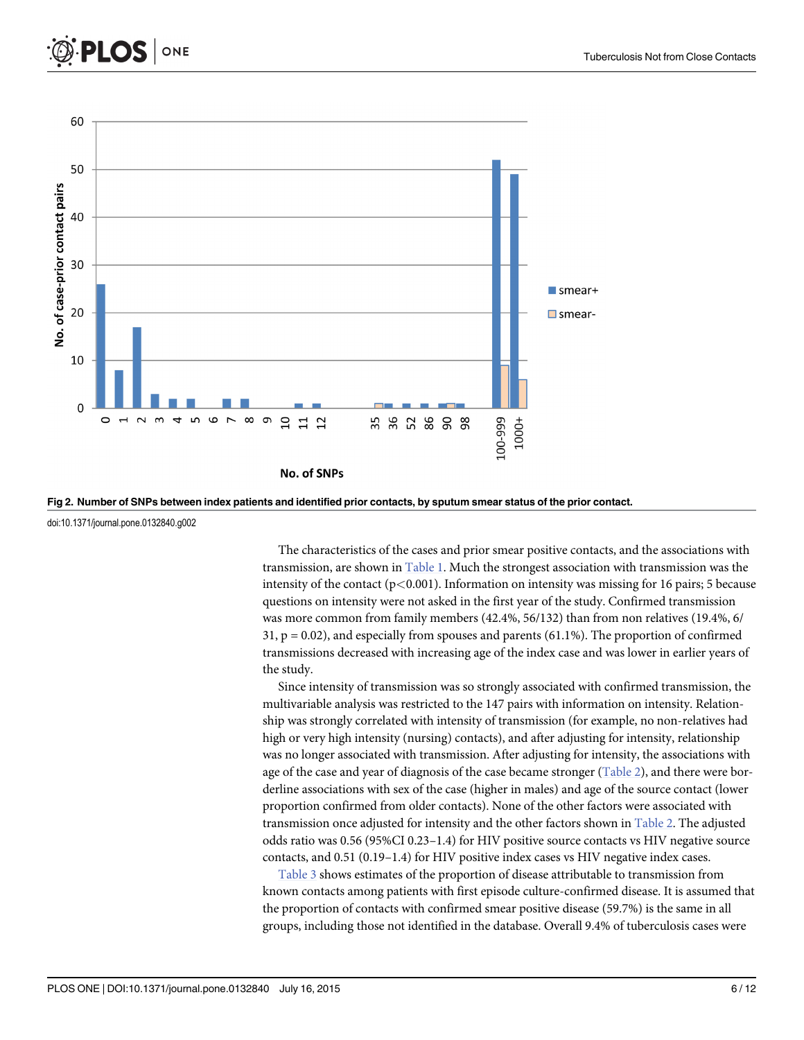Fig 2. Number of SNPs between index patients and identified prior contacts, by sputum smear status of the prior contact.

doi:10.1371/journal.pone.0132840.g002

The characteristics of the cases and prior smear positive contacts, and the associations with transmission, are shown in Table 1. Much the strongest association with transmission was the intensity of the contact ($p<0.001$). Information on intensity was missing for 16 pairs; 5 because questions on intensity were not asked in the first year of the study. Confirmed transmission was more common from family members (42.4%, 56/132) than from non relatives (19.4%, 6/31, $p = 0.02$), and especially from spouses and parents (61.1%). The proportion of confirmed transmissions decreased with increasing age of the index case and was lower in earlier years of the study.

Since intensity of transmission was so strongly associated with confirmed transmission, the multivariable analysis was restricted to the 147 pairs with information on intensity. Relationship was strongly correlated with intensity of transmission (for example, no non-relatives had high or very high intensity (nursing) contacts), and after adjusting for intensity, relationship was no longer associated with transmission. After adjusting for intensity, the associations with age of the case and year of diagnosis of the case became stronger (Table 2), and there were borderline associations with sex of the case (higher in males) and age of the source contact (lower proportion confirmed from older contacts). None of the other factors were associated with transmission once adjusted for intensity and the other factors shown in Table 2. The adjusted odds ratio was 0.56 (95%CI 0.23–1.4) for HIV positive source contacts vs HIV negative source contacts, and 0.51 (0.19–1.4) for HIV positive index cases vs HIV negative index cases.

Table 3 shows estimates of the proportion of disease attributable to transmission from known contacts among patients with first episode culture-confirmed disease. It is assumed that the proportion of contacts with confirmed smear positive disease (59.7%) is the same in all groups, including those not identified in the database. Overall 9.4% of tuberculosis cases were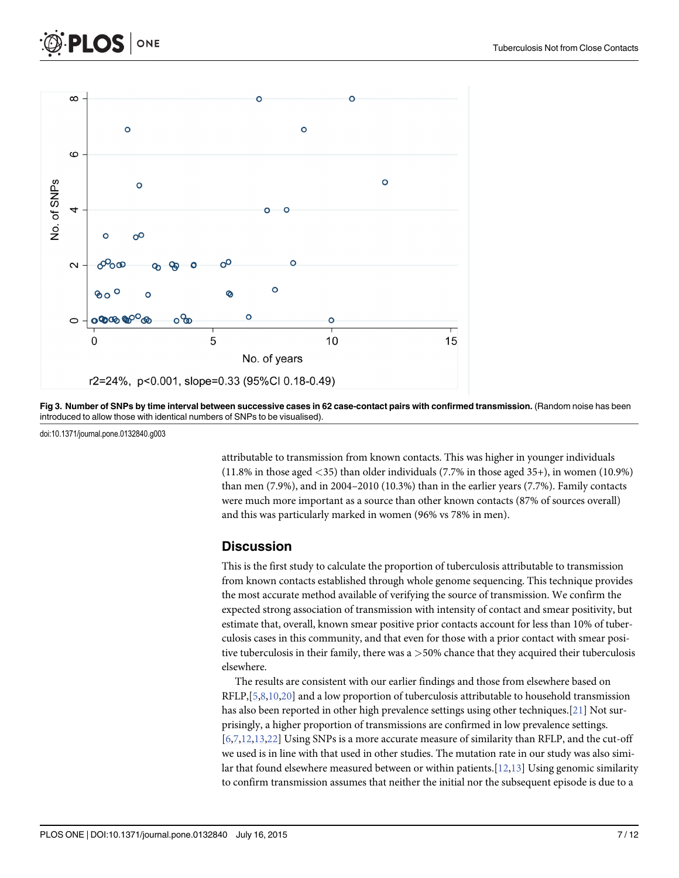r2=24%, p<0.001, slope=0.33 (95%CI 0.18-0.49)

**Fig 3. Number of SNPs by time interval between successive cases in 62 case-contact pairs with confirmed transmission.** (Random noise has been introduced to allow those with identical numbers of SNPs to be visualised).

doi:10.1371/journal.pone.0132840.g003

attributable to transmission from known contacts. This was higher in younger individuals (11.8% in those aged <35) than older individuals (7.7% in those aged 35+), in women (10.9%) than men (7.9%), and in 2004–2010 (10.3%) than in the earlier years (7.7%). Family contacts were much more important as a source than other known contacts (87% of sources overall) and this was particularly marked in women (96% vs 78% in men).

## Discussion

This is the first study to calculate the proportion of tuberculosis attributable to transmission from known contacts established through whole genome sequencing. This technique provides the most accurate method available of verifying the source of transmission. We confirm the expected strong association of transmission with intensity of contact and smear positivity, but estimate that, overall, known smear positive prior contacts account for less than 10% of tuberculosis cases in this community, and that even for those with a prior contact with smear positive tuberculosis in their family, there was a >50% chance that they acquired their tuberculosis elsewhere.

The results are consistent with our earlier findings and those from elsewhere based on RFLP,[5,8,10,20] and a low proportion of tuberculosis attributable to household transmission has also been reported in other high prevalence settings using other techniques.[21] Not surprisingly, a higher proportion of transmissions are confirmed in low prevalence settings.[6,7,12,13,22] Using SNPs is a more accurate measure of similarity than RFLP, and the cut-off we used is in line with that used in other studies. The mutation rate in our study was also similar that found elsewhere measured between or within patients.[12,13] Using genomic similarity to confirm transmission assumes that neither the initial nor the subsequent episode is due to a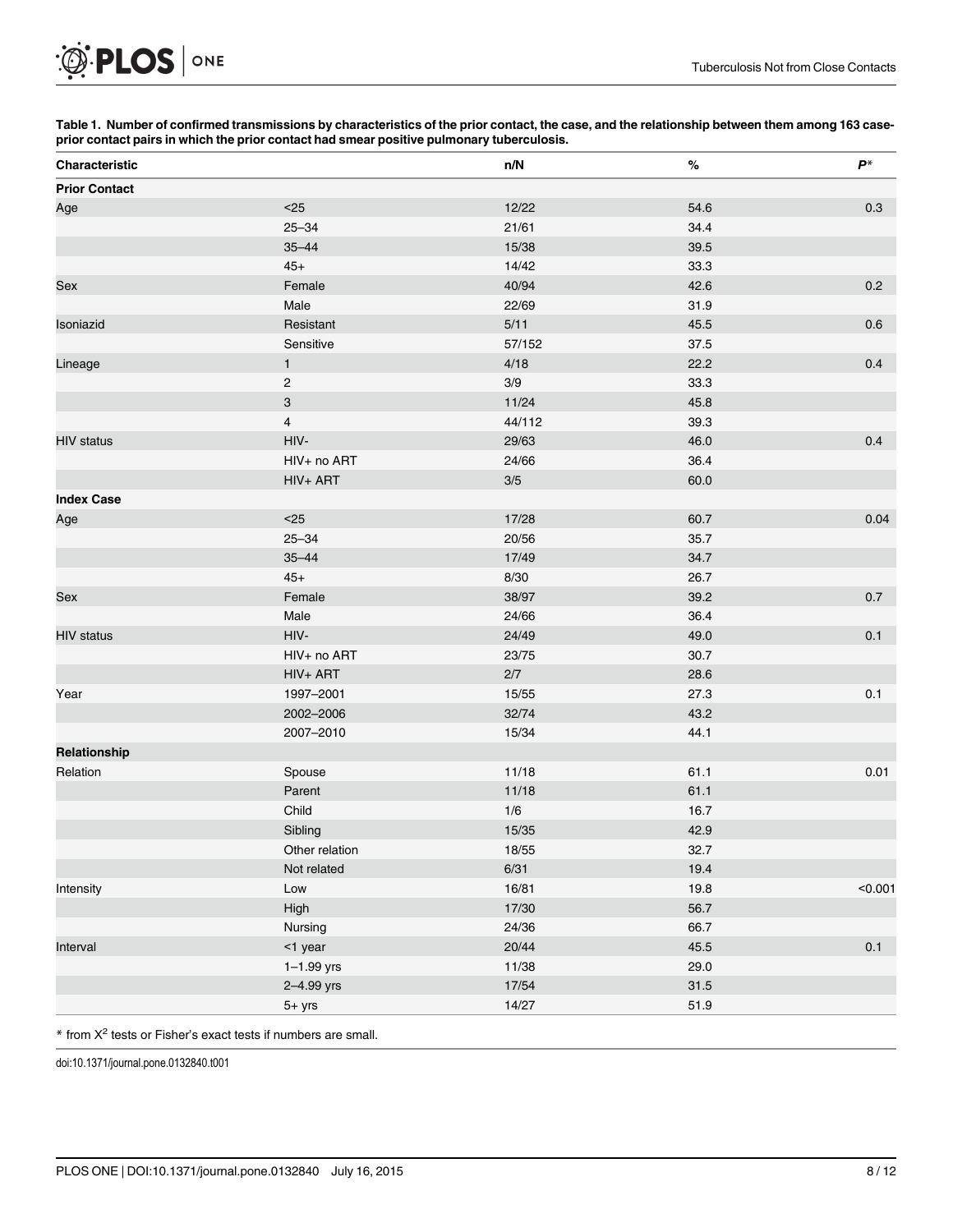**Table 1. Number of confirmed transmissions by characteristics of the prior contact, the case, and the relationship between them among 163 case-prior contact pairs in which the prior contact had smear positive pulmonary tuberculosis.**

| Characteristic | | n/N | % | *P** |
|---|---|---|---|---|
| **Prior Contact** | | | | |
| Age | <25 | 12/22 | 54.6 | 0.3 |
| | 25–34 | 21/61 | 34.4 | |
| | 35–44 | 15/38 | 39.5 | |
| | 45+ | 14/42 | 33.3 | |
| Sex | Female | 40/94 | 42.6 | 0.2 |
| | Male | 22/69 | 31.9 | |
| Isoniazid | Resistant | 5/11 | 45.5 | 0.6 |
| | Sensitive | 57/152 | 37.5 | |
| Lineage | 1 | 4/18 | 22.2 | 0.4 |
| | 2 | 3/9 | 33.3 | |
| | 3 | 11/24 | 45.8 | |
| | 4 | 44/112 | 39.3 | |
| HIV status | HIV- | 29/63 | 46.0 | 0.4 |
| | HIV+ no ART | 24/66 | 36.4 | |
| | HIV+ ART | 3/5 | 60.0 | |
| **Index Case** | | | | |
| Age | <25 | 17/28 | 60.7 | 0.04 |
| | 25–34 | 20/56 | 35.7 | |
| | 35–44 | 17/49 | 34.7 | |
| | 45+ | 8/30 | 26.7 | |
| Sex | Female | 38/97 | 39.2 | 0.7 |
| | Male | 24/66 | 36.4 | |
| HIV status | HIV- | 24/49 | 49.0 | 0.1 |
| | HIV+ no ART | 23/75 | 30.7 | |
| | HIV+ ART | 2/7 | 28.6 | |
| Year | 1997–2001 | 15/55 | 27.3 | 0.1 |
| | 2002–2006 | 32/74 | 43.2 | |
| | 2007–2010 | 15/34 | 44.1 | |
| **Relationship** | | | | |
| Relation | Spouse | 11/18 | 61.1 | 0.01 |
| | Parent | 11/18 | 61.1 | |
| | Child | 1/6 | 16.7 | |
| | Sibling | 15/35 | 42.9 | |
| | Other relation | 18/55 | 32.7 | |
| | Not related | 6/31 | 19.4 | |
| Intensity | Low | 16/81 | 19.8 | <0.001 |
| | High | 17/30 | 56.7 | |
| | Nursing | 24/36 | 66.7 | |
| Interval | <1 year | 20/44 | 45.5 | 0.1 |
| | 1–1.99 yrs | 11/38 | 29.0 | |
| | 2–4.99 yrs | 17/54 | 31.5 | |
| | 5+ yrs | 14/27 | 51.9 | |

* from $X^2$ tests or Fisher's exact tests if numbers are small.

doi:10.1371/journal.pone.0132840.t001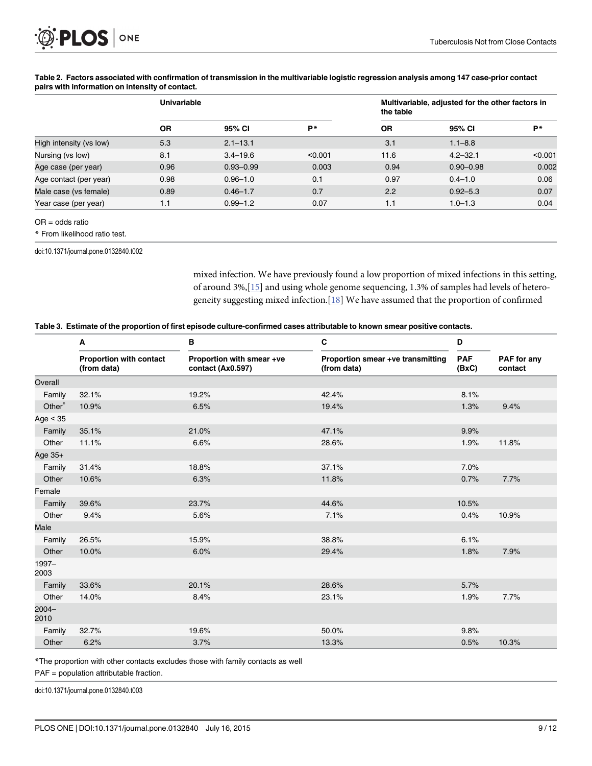**Table 2. Factors associated with confirmation of transmission in the multivariable logistic regression analysis among 147 case-prior contact pairs with information on intensity of contact.**

| | Univariable | | | Multivariable, adjusted for the other factors in the table | | |
|---|---|---|---|---|---|---|
| | OR | 95% CI | P* | OR | 95% CI | P* |
| High intensity (vs low) | 5.3 | 2.1–13.1 | | 3.1 | 1.1–8.8 | |
| Nursing (vs low) | 8.1 | 3.4–19.6 | <0.001 | 11.6 | 4.2–32.1 | <0.001 |
| Age case (per year) | 0.96 | 0.93–0.99 | 0.003 | 0.94 | 0.90–0.98 | 0.002 |
| Age contact (per year) | 0.98 | 0.96–1.0 | 0.1 | 0.97 | 0.4–1.0 | 0.06 |
| Male case (vs female) | 0.89 | 0.46–1.7 | 0.7 | 2.2 | 0.92–5.3 | 0.07 |
| Year case (per year) | 1.1 | 0.99–1.2 | 0.07 | 1.1 | 1.0–1.3 | 0.04 |

OR = odds ratio

* From likelihood ratio test.

doi:10.1371/journal.pone.0132840.t002

mixed infection. We have previously found a low proportion of mixed infections in this setting, of around 3%,[15] and using whole genome sequencing, 1.3% of samples had levels of heterogeneity suggesting mixed infection.[18] We have assumed that the proportion of confirmed

**Table 3. Estimate of the proportion of first episode culture-confirmed cases attributable to known smear positive contacts.**

| | A | B | C | D | |
|---|---|---|---|---|---|
| | Proportion with contact (from data) | Proportion with smear +ve contact (Ax0.597) | Proportion smear +ve transmitting (from data) | PAF (BxC) | PAF for any contact |
| Overall | | | | | |
| Family | 32.1% | 19.2% | 42.4% | 8.1% | |
| Other* | 10.9% | 6.5% | 19.4% | 1.3% | 9.4% |
| Age < 35 | | | | | |
| Family | 35.1% | 21.0% | 47.1% | 9.9% | |
| Other | 11.1% | 6.6% | 28.6% | 1.9% | 11.8% |
| Age 35+ | | | | | |
| Family | 31.4% | 18.8% | 37.1% | 7.0% | |
| Other | 10.6% | 6.3% | 11.8% | 0.7% | 7.7% |
| Female | | | | | |
| Family | 39.6% | 23.7% | 44.6% | 10.5% | |
| Other | 9.4% | 5.6% | 7.1% | 0.4% | 10.9% |
| Male | | | | | |
| Family | 26.5% | 15.9% | 38.8% | 6.1% | |
| Other | 10.0% | 6.0% | 29.4% | 1.8% | 7.9% |
| 1997–2003 | | | | | |
| Family | 33.6% | 20.1% | 28.6% | 5.7% | |
| Other | 14.0% | 8.4% | 23.1% | 1.9% | 7.7% |
| 2004–2010 | | | | | |
| Family | 32.7% | 19.6% | 50.0% | 9.8% | |
| Other | 6.2% | 3.7% | 13.3% | 0.5% | 10.3% |

*The proportion with other contacts excludes those with family contacts as well

PAF = population attributable fraction.

doi:10.1371/journal.pone.0132840.t003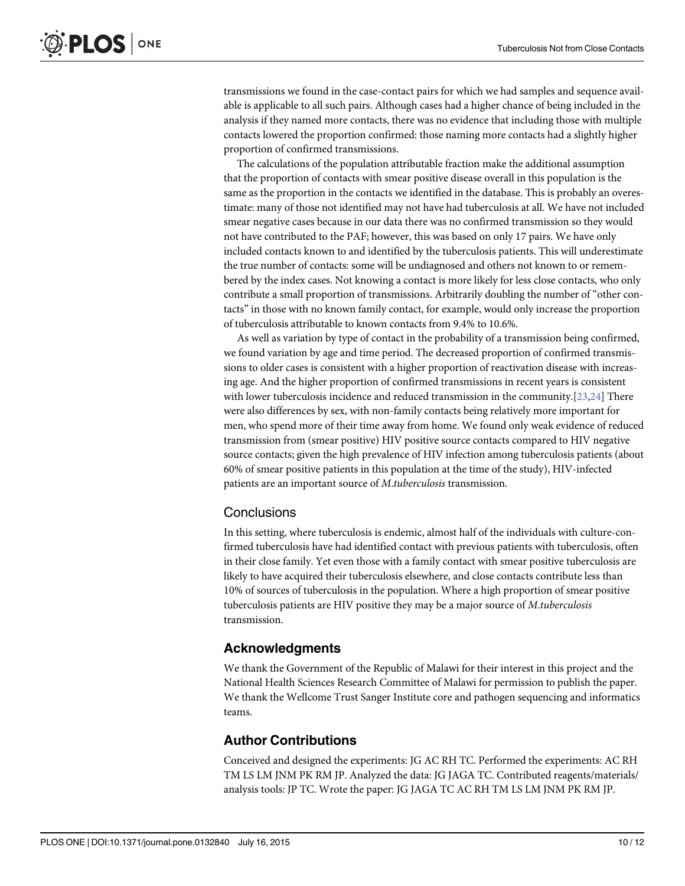transmissions we found in the case-contact pairs for which we had samples and sequence available is applicable to all such pairs. Although cases had a higher chance of being included in the analysis if they named more contacts, there was no evidence that including those with multiple contacts lowered the proportion confirmed: those naming more contacts had a slightly higher proportion of confirmed transmissions.

The calculations of the population attributable fraction make the additional assumption that the proportion of contacts with smear positive disease overall in this population is the same as the proportion in the contacts we identified in the database. This is probably an overestimate: many of those not identified may not have had tuberculosis at all. We have not included smear negative cases because in our data there was no confirmed transmission so they would not have contributed to the PAF; however, this was based on only 17 pairs. We have only included contacts known to and identified by the tuberculosis patients. This will underestimate the true number of contacts: some will be undiagnosed and others not known to or remembered by the index cases. Not knowing a contact is more likely for less close contacts, who only contribute a small proportion of transmissions. Arbitrarily doubling the number of "other contacts" in those with no known family contact, for example, would only increase the proportion of tuberculosis attributable to known contacts from 9.4% to 10.6%.

As well as variation by type of contact in the probability of a transmission being confirmed, we found variation by age and time period. The decreased proportion of confirmed transmissions to older cases is consistent with a higher proportion of reactivation disease with increasing age. And the higher proportion of confirmed transmissions in recent years is consistent with lower tuberculosis incidence and reduced transmission in the community.[23,24] There were also differences by sex, with non-family contacts being relatively more important for men, who spend more of their time away from home. We found only weak evidence of reduced transmission from (smear positive) HIV positive source contacts compared to HIV negative source contacts; given the high prevalence of HIV infection among tuberculosis patients (about 60% of smear positive patients in this population at the time of the study), HIV-infected patients are an important source of *M.tuberculosis* transmission.

## Conclusions

In this setting, where tuberculosis is endemic, almost half of the individuals with culture-confirmed tuberculosis have had identified contact with previous patients with tuberculosis, often in their close family. Yet even those with a family contact with smear positive tuberculosis are likely to have acquired their tuberculosis elsewhere, and close contacts contribute less than 10% of sources of tuberculosis in the population. Where a high proportion of smear positive tuberculosis patients are HIV positive they may be a major source of *M.tuberculosis* transmission.

## Acknowledgments

We thank the Government of the Republic of Malawi for their interest in this project and the National Health Sciences Research Committee of Malawi for permission to publish the paper. We thank the Wellcome Trust Sanger Institute core and pathogen sequencing and informatics teams.

## Author Contributions

Conceived and designed the experiments: JG AC RH TC. Performed the experiments: AC RH TM LS LM JNM PK RM JP. Analyzed the data: JG JAGA TC. Contributed reagents/materials/analysis tools: JP TC. Wrote the paper: JG JAGA TC AC RH TM LS LM JNM PK RM JP.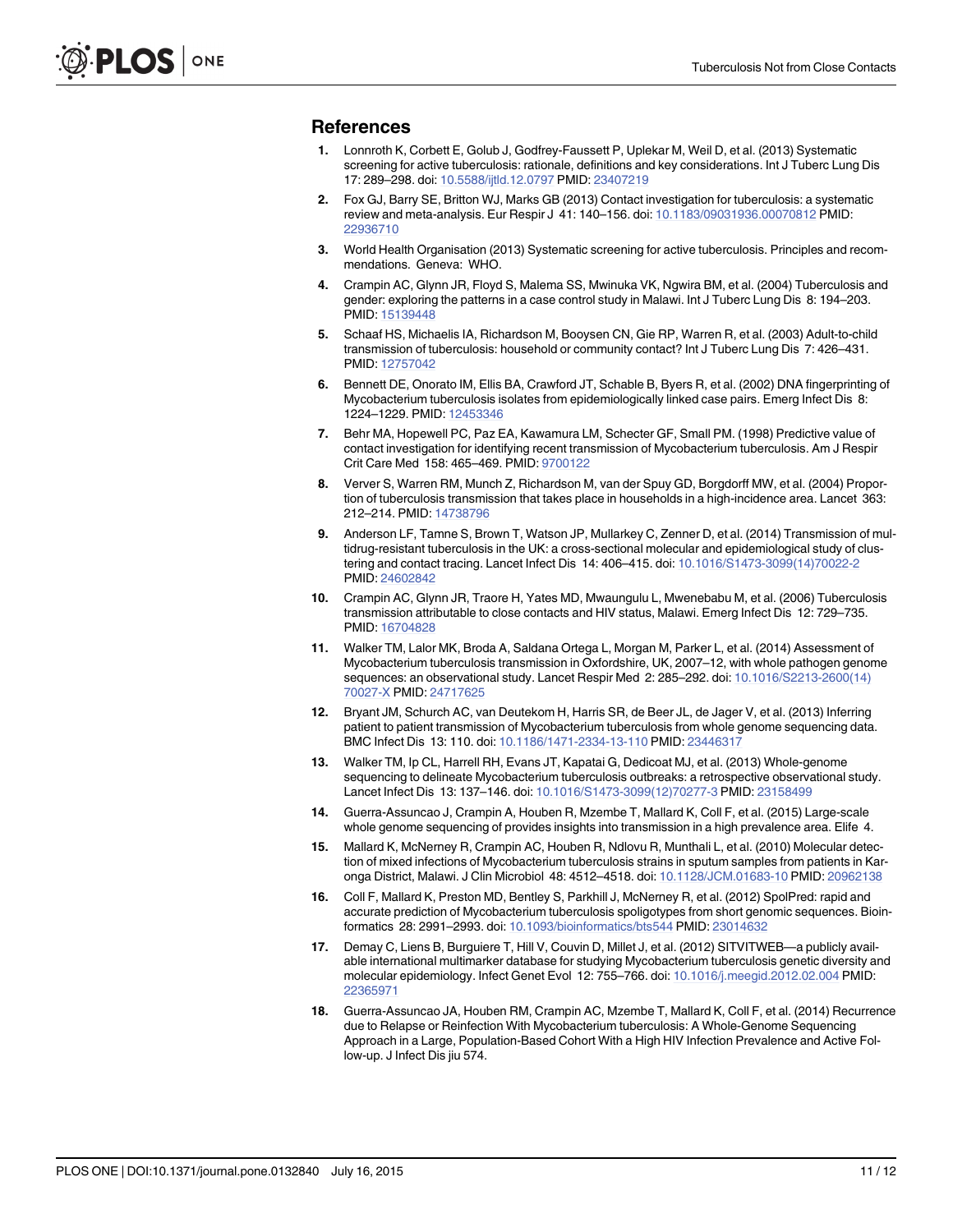## References

1. Lonnroth K, Corbett E, Golub J, Godfrey-Faussett P, Uplekar M, Weil D, et al. (2013) Systematic screening for active tuberculosis: rationale, definitions and key considerations. Int J Tuberc Lung Dis 17: 289–298. doi: 10.5588/ijtld.12.0797 PMID: 23407219
2. Fox GJ, Barry SE, Britton WJ, Marks GB (2013) Contact investigation for tuberculosis: a systematic review and meta-analysis. Eur Respir J 41: 140–156. doi: 10.1183/09031936.00070812 PMID: 22936710
3. World Health Organisation (2013) Systematic screening for active tuberculosis. Principles and recommendations. Geneva: WHO.
4. Crampin AC, Glynn JR, Floyd S, Malema SS, Mwinuka VK, Ngwira BM, et al. (2004) Tuberculosis and gender: exploring the patterns in a case control study in Malawi. Int J Tuberc Lung Dis 8: 194–203. PMID: 15139448
5. Schaaf HS, Michaelis IA, Richardson M, Booysen CN, Gie RP, Warren R, et al. (2003) Adult-to-child transmission of tuberculosis: household or community contact? Int J Tuberc Lung Dis 7: 426–431. PMID: 12757042
6. Bennett DE, Onorato IM, Ellis BA, Crawford JT, Schable B, Byers R, et al. (2002) DNA fingerprinting of Mycobacterium tuberculosis isolates from epidemiologically linked case pairs. Emerg Infect Dis 8: 1224–1229. PMID: 12453346
7. Behr MA, Hopewell PC, Paz EA, Kawamura LM, Schecter GF, Small PM. (1998) Predictive value of contact investigation for identifying recent transmission of Mycobacterium tuberculosis. Am J Respir Crit Care Med 158: 465–469. PMID: 9700122
8. Verver S, Warren RM, Munch Z, Richardson M, van der Spuy GD, Borgdorff MW, et al. (2004) Proportion of tuberculosis transmission that takes place in households in a high-incidence area. Lancet 363: 212–214. PMID: 14738796
9. Anderson LF, Tamne S, Brown T, Watson JP, Mullarkey C, Zenner D, et al. (2014) Transmission of multidrug-resistant tuberculosis in the UK: a cross-sectional molecular and epidemiological study of clustering and contact tracing. Lancet Infect Dis 14: 406–415. doi: 10.1016/S1473-3099(14)70022-2 PMID: 24602842
10. Crampin AC, Glynn JR, Traore H, Yates MD, Mwaungulu L, Mwenebabu M, et al. (2006) Tuberculosis transmission attributable to close contacts and HIV status, Malawi. Emerg Infect Dis 12: 729–735. PMID: 16704828
11. Walker TM, Lalor MK, Broda A, Saldana Ortega L, Morgan M, Parker L, et al. (2014) Assessment of Mycobacterium tuberculosis transmission in Oxfordshire, UK, 2007–12, with whole pathogen genome sequences: an observational study. Lancet Respir Med 2: 285–292. doi: 10.1016/S2213-2600(14)70027-X PMID: 24717625
12. Bryant JM, Schurch AC, van Deutekom H, Harris SR, de Beer JL, de Jager V, et al. (2013) Inferring patient to patient transmission of Mycobacterium tuberculosis from whole genome sequencing data. BMC Infect Dis 13: 110. doi: 10.1186/1471-2334-13-110 PMID: 23446317
13. Walker TM, Ip CL, Harrell RH, Evans JT, Kapatai G, Dedicoat MJ, et al. (2013) Whole-genome sequencing to delineate Mycobacterium tuberculosis outbreaks: a retrospective observational study. Lancet Infect Dis 13: 137–146. doi: 10.1016/S1473-3099(12)70277-3 PMID: 23158499
14. Guerra-Assuncao J, Crampin A, Houben R, Mzembe T, Mallard K, Coll F, et al. (2015) Large-scale whole genome sequencing of provides insights into transmission in a high prevalence area. Elife 4.
15. Mallard K, McNerney R, Crampin AC, Houben R, Ndlovu R, Munthali L, et al. (2010) Molecular detection of mixed infections of Mycobacterium tuberculosis strains in sputum samples from patients in Karonga District, Malawi. J Clin Microbiol 48: 4512–4518. doi: 10.1128/JCM.01683-10 PMID: 20962138
16. Coll F, Mallard K, Preston MD, Bentley S, Parkhill J, McNerney R, et al. (2012) SpolPred: rapid and accurate prediction of Mycobacterium tuberculosis spoligotypes from short genomic sequences. Bioinformatics 28: 2991–2993. doi: 10.1093/bioinformatics/bts544 PMID: 23014632
17. Demay C, Liens B, Burguiere T, Hill V, Couvin D, Millet J, et al. (2012) SITVITWEB—a publicly available international multimarker database for studying Mycobacterium tuberculosis genetic diversity and molecular epidemiology. Infect Genet Evol 12: 755–766. doi: 10.1016/j.meegid.2012.02.004 PMID: 22365971
18. Guerra-Assuncao JA, Houben RM, Crampin AC, Mzembe T, Mallard K, Coll F, et al. (2014) Recurrence due to Relapse or Reinfection With Mycobacterium tuberculosis: A Whole-Genome Sequencing Approach in a Large, Population-Based Cohort With a High HIV Infection Prevalence and Active Follow-up. J Infect Dis jiu 574.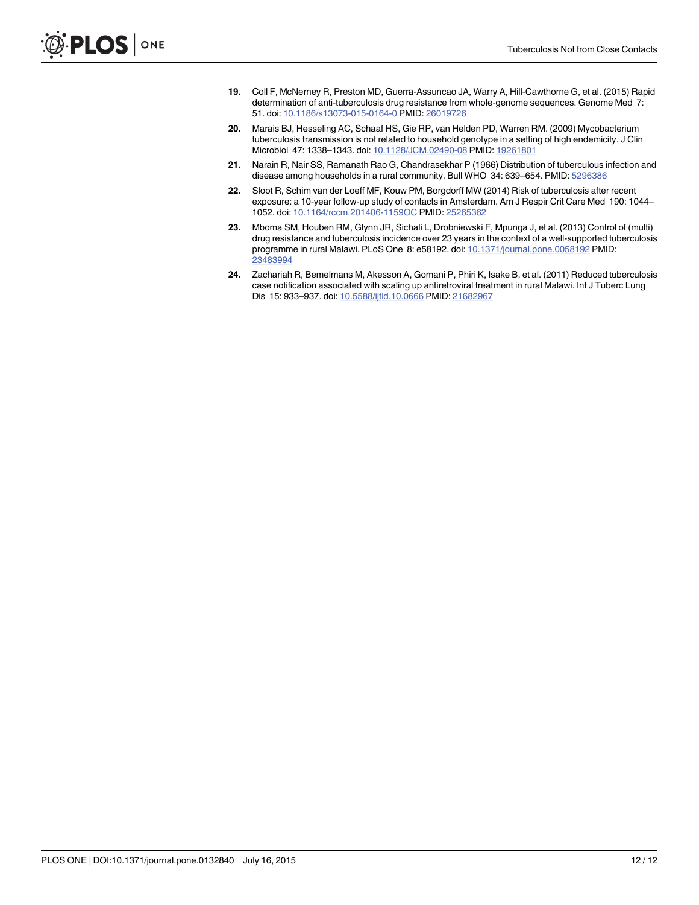19. Coll F, McNerney R, Preston MD, Guerra-Assuncao JA, Warry A, Hill-Cawthorne G, et al. (2015) Rapid determination of anti-tuberculosis drug resistance from whole-genome sequences. Genome Med 7: 51. doi: 10.1186/s13073-015-0164-0 PMID: 26019726

20. Marais BJ, Hesseling AC, Schaaf HS, Gie RP, van Helden PD, Warren RM. (2009) Mycobacterium tuberculosis transmission is not related to household genotype in a setting of high endemicity. J Clin Microbiol 47: 1338–1343. doi: 10.1128/JCM.02490-08 PMID: 19261801

21. Narain R, Nair SS, Ramanath Rao G, Chandrasekhar P (1966) Distribution of tuberculous infection and disease among households in a rural community. Bull WHO 34: 639–654. PMID: 5296386

22. Sloot R, Schim van der Loeff MF, Kouw PM, Borgdorff MW (2014) Risk of tuberculosis after recent exposure: a 10-year follow-up study of contacts in Amsterdam. Am J Respir Crit Care Med 190: 1044–1052. doi: 10.1164/rccm.201406-1159OC PMID: 25265362

23. Mboma SM, Houben RM, Glynn JR, Sichali L, Drobniewski F, Mpunga J, et al. (2013) Control of (multi) drug resistance and tuberculosis incidence over 23 years in the context of a well-supported tuberculosis programme in rural Malawi. PLoS One 8: e58192. doi: 10.1371/journal.pone.0058192 PMID: 23483994

24. Zachariah R, Bemelmans M, Akesson A, Gomani P, Phiri K, Isake B, et al. (2011) Reduced tuberculosis case notification associated with scaling up antiretroviral treatment in rural Malawi. Int J Tuberc Lung Dis 15: 933–937. doi: 10.5588/ijtld.10.0666 PMID: 21682967